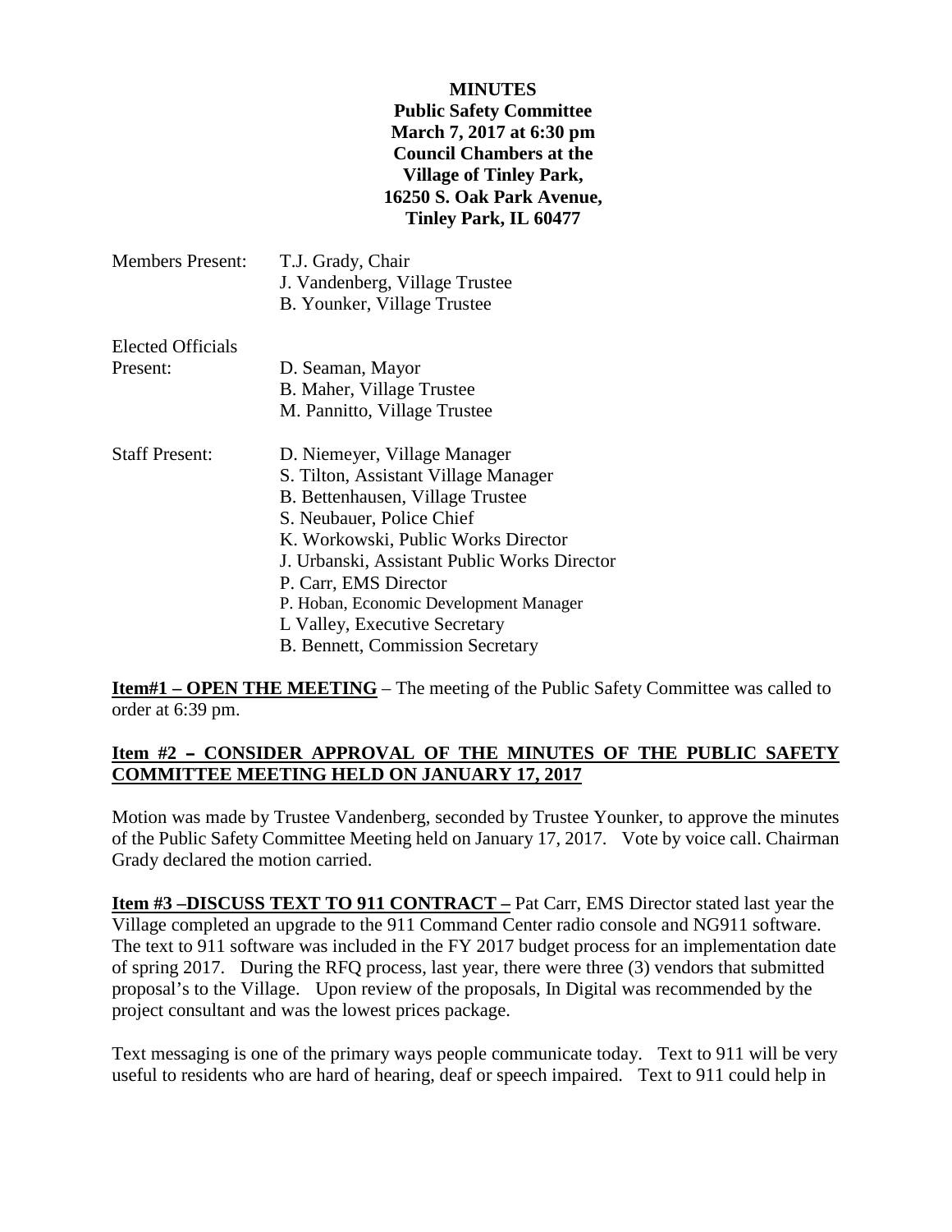**MINUTES**
**Public Safety Committee**
**March 7, 2017 at 6:30 pm**
**Council Chambers at the**
**Village of Tinley Park,**
**16250 S. Oak Park Avenue,**
**Tinley Park, IL 60477**

| | |
|---|---|
| Members Present: | T.J. Grady, Chair |
| | J. Vandenberg, Village Trustee |
| | B. Younker, Village Trustee |
| Elected Officials Present: | D. Seaman, Mayor |
| | B. Maher, Village Trustee |
| | M. Pannitto, Village Trustee |
| Staff Present: | D. Niemeyer, Village Manager |
| | S. Tilton, Assistant Village Manager |
| | B. Bettenhausen, Village Trustee |
| | S. Neubauer, Police Chief |
| | K. Workowski, Public Works Director |
| | J. Urbanski, Assistant Public Works Director |
| | P. Carr, EMS Director |
| | P. Hoban, Economic Development Manager |
| | L Valley, Executive Secretary |
| | B. Bennett, Commission Secretary |

**Item#1 – OPEN THE MEETING** – The meeting of the Public Safety Committee was called to order at 6:39 pm.

**Item #2 – CONSIDER APPROVAL OF THE MINUTES OF THE PUBLIC SAFETY COMMITTEE MEETING HELD ON JANUARY 17, 2017**

Motion was made by Trustee Vandenberg, seconded by Trustee Younker, to approve the minutes of the Public Safety Committee Meeting held on January 17, 2017. Vote by voice call. Chairman Grady declared the motion carried.

**Item #3 –DISCUSS TEXT TO 911 CONTRACT –** Pat Carr, EMS Director stated last year the Village completed an upgrade to the 911 Command Center radio console and NG911 software. The text to 911 software was included in the FY 2017 budget process for an implementation date of spring 2017. During the RFQ process, last year, there were three (3) vendors that submitted proposal's to the Village. Upon review of the proposals, In Digital was recommended by the project consultant and was the lowest prices package.

Text messaging is one of the primary ways people communicate today. Text to 911 will be very useful to residents who are hard of hearing, deaf or speech impaired. Text to 911 could help in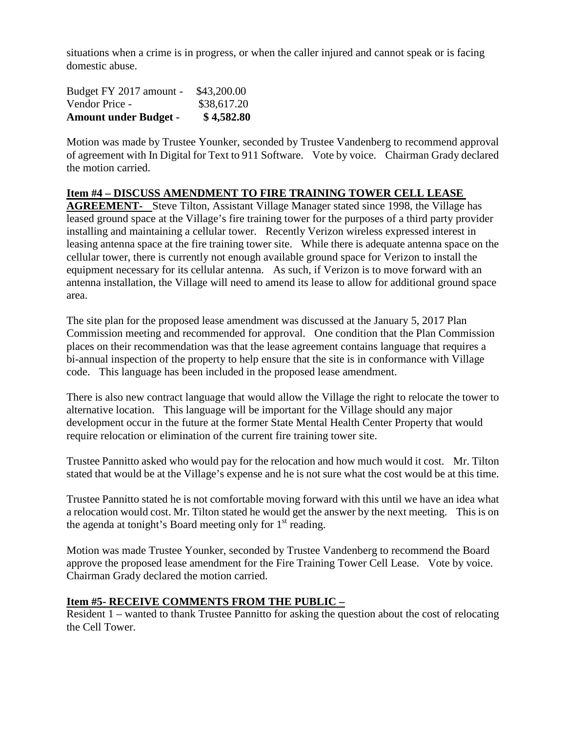situations when a crime is in progress, or when the caller injured and cannot speak or is facing domestic abuse.

| | |
|---|---|
| Budget FY 2017 amount - | $43,200.00 |
| Vendor Price - | $38,617.20 |
| **Amount under Budget -** | **$ 4,582.80** |

Motion was made by Trustee Younker, seconded by Trustee Vandenberg to recommend approval of agreement with In Digital for Text to 911 Software. Vote by voice. Chairman Grady declared the motion carried.

**Item #4 – DISCUSS AMENDMENT TO FIRE TRAINING TOWER CELL LEASE AGREEMENT-** Steve Tilton, Assistant Village Manager stated since 1998, the Village has leased ground space at the Village's fire training tower for the purposes of a third party provider installing and maintaining a cellular tower. Recently Verizon wireless expressed interest in leasing antenna space at the fire training tower site. While there is adequate antenna space on the cellular tower, there is currently not enough available ground space for Verizon to install the equipment necessary for its cellular antenna. As such, if Verizon is to move forward with an antenna installation, the Village will need to amend its lease to allow for additional ground space area.

The site plan for the proposed lease amendment was discussed at the January 5, 2017 Plan Commission meeting and recommended for approval. One condition that the Plan Commission places on their recommendation was that the lease agreement contains language that requires a bi-annual inspection of the property to help ensure that the site is in conformance with Village code. This language has been included in the proposed lease amendment.

There is also new contract language that would allow the Village the right to relocate the tower to alternative location. This language will be important for the Village should any major development occur in the future at the former State Mental Health Center Property that would require relocation or elimination of the current fire training tower site.

Trustee Pannitto asked who would pay for the relocation and how much would it cost. Mr. Tilton stated that would be at the Village's expense and he is not sure what the cost would be at this time.

Trustee Pannitto stated he is not comfortable moving forward with this until we have an idea what a relocation would cost. Mr. Tilton stated he would get the answer by the next meeting. This is on the agenda at tonight's Board meeting only for 1st reading.

Motion was made Trustee Younker, seconded by Trustee Vandenberg to recommend the Board approve the proposed lease amendment for the Fire Training Tower Cell Lease. Vote by voice. Chairman Grady declared the motion carried.

**Item #5- RECEIVE COMMENTS FROM THE PUBLIC –**

Resident 1 – wanted to thank Trustee Pannitto for asking the question about the cost of relocating the Cell Tower.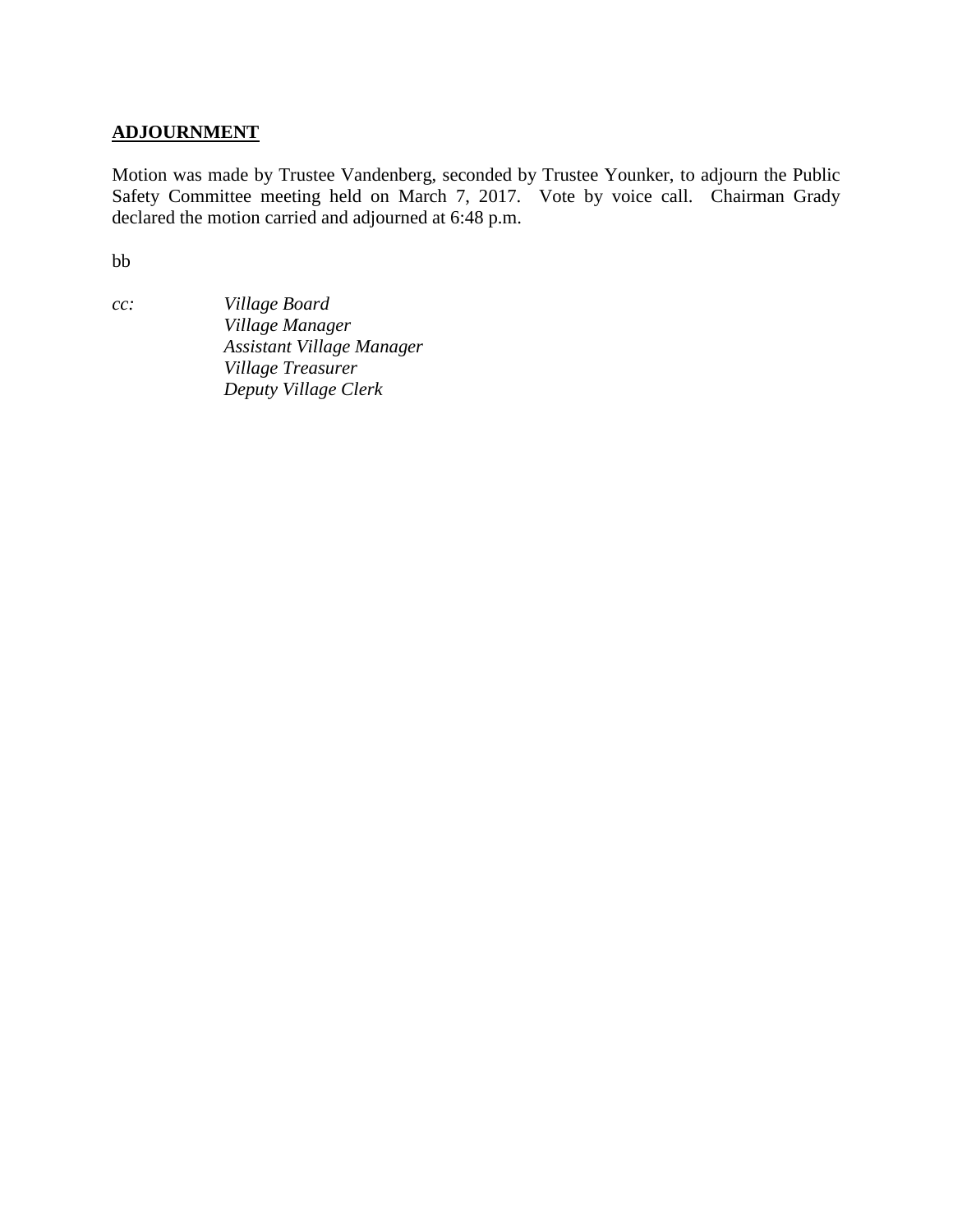**ADJOURNMENT**

Motion was made by Trustee Vandenberg, seconded by Trustee Younker, to adjourn the Public Safety Committee meeting held on March 7, 2017. Vote by voice call. Chairman Grady declared the motion carried and adjourned at 6:48 p.m.

bb

*cc:* *Village Board*
*Village Manager*
*Assistant Village Manager*
*Village Treasurer*
*Deputy Village Clerk*